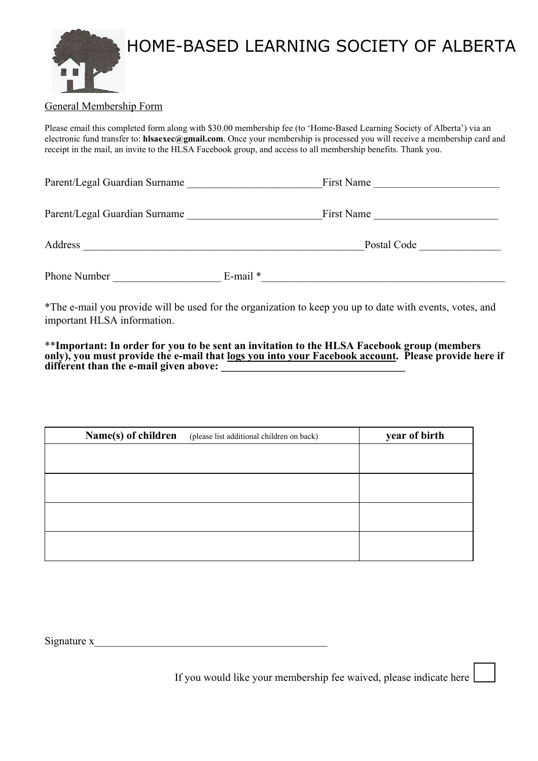# HOME-BASED LEARNING SOCIETY OF ALBERTA

General Membership Form

Please email this completed form along with $30.00 membership fee (to 'Home-Based Learning Society of Alberta') via an electronic fund transfer to: **hlsaexec@gmail.com**. Once your membership is processed you will receive a membership card and receipt in the mail, an invite to the HLSA Facebook group, and access to all membership benefits. Thank you.

Parent/Legal Guardian Surname ________________________First Name ______________________

Parent/Legal Guardian Surname ________________________First Name ______________________

Address ___________________________________________________Postal Code ______________

Phone Number ___________________ E-mail *___________________________________________

*The e-mail you provide will be used for the organization to keep you up to date with events, votes, and important HLSA information.

**\*\*Important: In order for you to be sent an invitation to the HLSA Facebook group (members only), you must provide the e-mail that logs you into your Facebook account. Please provide here if different than the e-mail given above: __________________________________**

| **Name(s) of children** (please list additional children on back) | **year of birth** |
|---|---|
| | |
| | |
| | |
| | |

Signature x___________________________________________

If you would like your membership fee waived, please indicate here ☐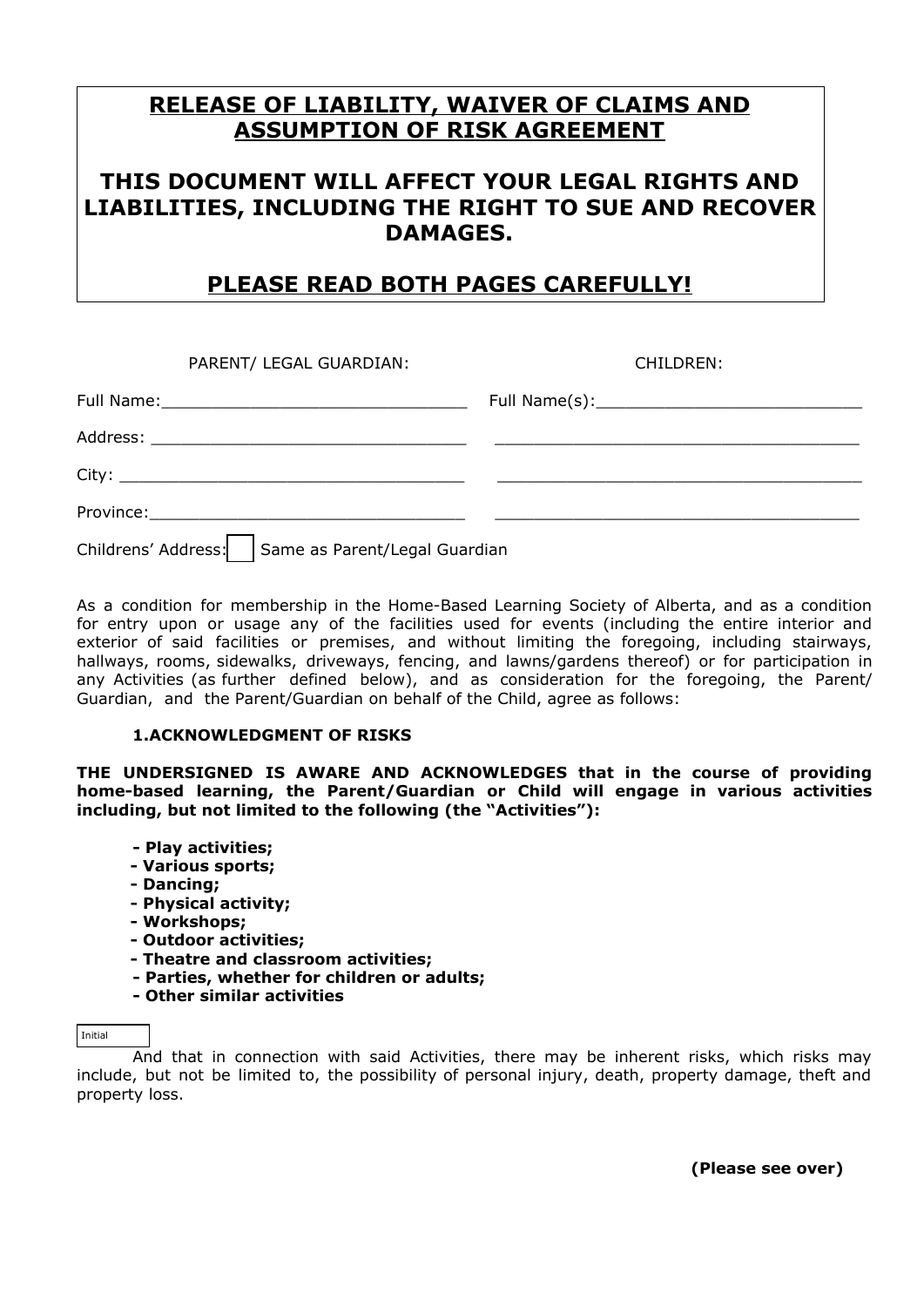## RELEASE OF LIABILITY, WAIVER OF CLAIMS AND ASSUMPTION OF RISK AGREEMENT

## THIS DOCUMENT WILL AFFECT YOUR LEGAL RIGHTS AND LIABILITIES, INCLUDING THE RIGHT TO SUE AND RECOVER DAMAGES.

## PLEASE READ BOTH PAGES CAREFULLY!

| PARENT/ LEGAL GUARDIAN: | CHILDREN: |
|---|---|
| Full Name:_______________________________ | Full Name(s):___________________________ |
| Address: _______________________________ | _____________________________________ |
| City: __________________________________ | _____________________________________ |
| Province:_______________________________ | _____________________________________ |

Childrens' Address: ☐ Same as Parent/Legal Guardian

As a condition for membership in the Home-Based Learning Society of Alberta, and as a condition for entry upon or usage any of the facilities used for events (including the entire interior and exterior of said facilities or premises, and without limiting the foregoing, including stairways, hallways, rooms, sidewalks, driveways, fencing, and lawns/gardens thereof) or for participation in any Activities (as further defined below), and as consideration for the foregoing, the Parent/ Guardian, and the Parent/Guardian on behalf of the Child, agree as follows:

**1.ACKNOWLEDGMENT OF RISKS**

**THE UNDERSIGNED IS AWARE AND ACKNOWLEDGES that in the course of providing home-based learning, the Parent/Guardian or Child will engage in various activities including, but not limited to the following (the "Activities"):**

- **Play activities;**
- **Various sports;**
- **Dancing;**
- **Physical activity;**
- **Workshops;**
- **Outdoor activities;**
- **Theatre and classroom activities;**
- **Parties, whether for children or adults;**
- **Other similar activities**

Initial ______

And that in connection with said Activities, there may be inherent risks, which risks may include, but not be limited to, the possibility of personal injury, death, property damage, theft and property loss.

**(Please see over)**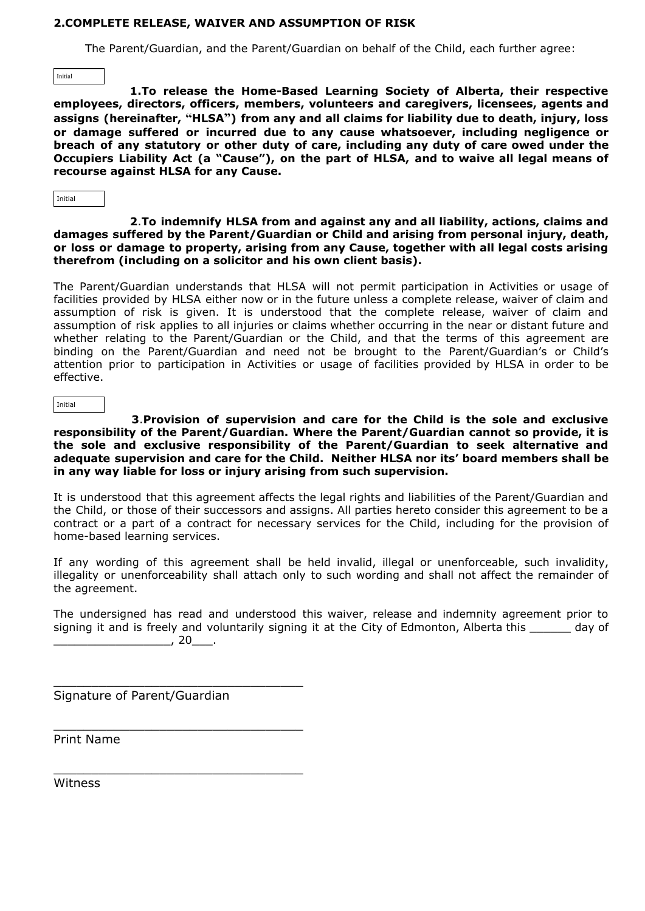## 2.COMPLETE RELEASE, WAIVER AND ASSUMPTION OF RISK

The Parent/Guardian, and the Parent/Guardian on behalf of the Child, each further agree:

Initial

**1.To release the Home-Based Learning Society of Alberta, their respective employees, directors, officers, members, volunteers and caregivers, licensees, agents and assigns (hereinafter, "HLSA") from any and all claims for liability due to death, injury, loss or damage suffered or incurred due to any cause whatsoever, including negligence or breach of any statutory or other duty of care, including any duty of care owed under the Occupiers Liability Act (a "Cause"), on the part of HLSA, and to waive all legal means of recourse against HLSA for any Cause.**

Initial

**2.To indemnify HLSA from and against any and all liability, actions, claims and damages suffered by the Parent/Guardian or Child and arising from personal injury, death, or loss or damage to property, arising from any Cause, together with all legal costs arising therefrom (including on a solicitor and his own client basis).**

The Parent/Guardian understands that HLSA will not permit participation in Activities or usage of facilities provided by HLSA either now or in the future unless a complete release, waiver of claim and assumption of risk is given. It is understood that the complete release, waiver of claim and assumption of risk applies to all injuries or claims whether occurring in the near or distant future and whether relating to the Parent/Guardian or the Child, and that the terms of this agreement are binding on the Parent/Guardian and need not be brought to the Parent/Guardian's or Child's attention prior to participation in Activities or usage of facilities provided by HLSA in order to be effective.

Initial

**3.Provision of supervision and care for the Child is the sole and exclusive responsibility of the Parent/Guardian. Where the Parent/Guardian cannot so provide, it is the sole and exclusive responsibility of the Parent/Guardian to seek alternative and adequate supervision and care for the Child. Neither HLSA nor its' board members shall be in any way liable for loss or injury arising from such supervision.**

It is understood that this agreement affects the legal rights and liabilities of the Parent/Guardian and the Child, or those of their successors and assigns. All parties hereto consider this agreement to be a contract or a part of a contract for necessary services for the Child, including for the provision of home-based learning services.

If any wording of this agreement shall be held invalid, illegal or unenforceable, such invalidity, illegality or unenforceability shall attach only to such wording and shall not affect the remainder of the agreement.

The undersigned has read and understood this waiver, release and indemnity agreement prior to signing it and is freely and voluntarily signing it at the City of Edmonton, Alberta this ______ day of _________________, 20___.

__________________________________
Signature of Parent/Guardian

__________________________________
Print Name

__________________________________
Witness